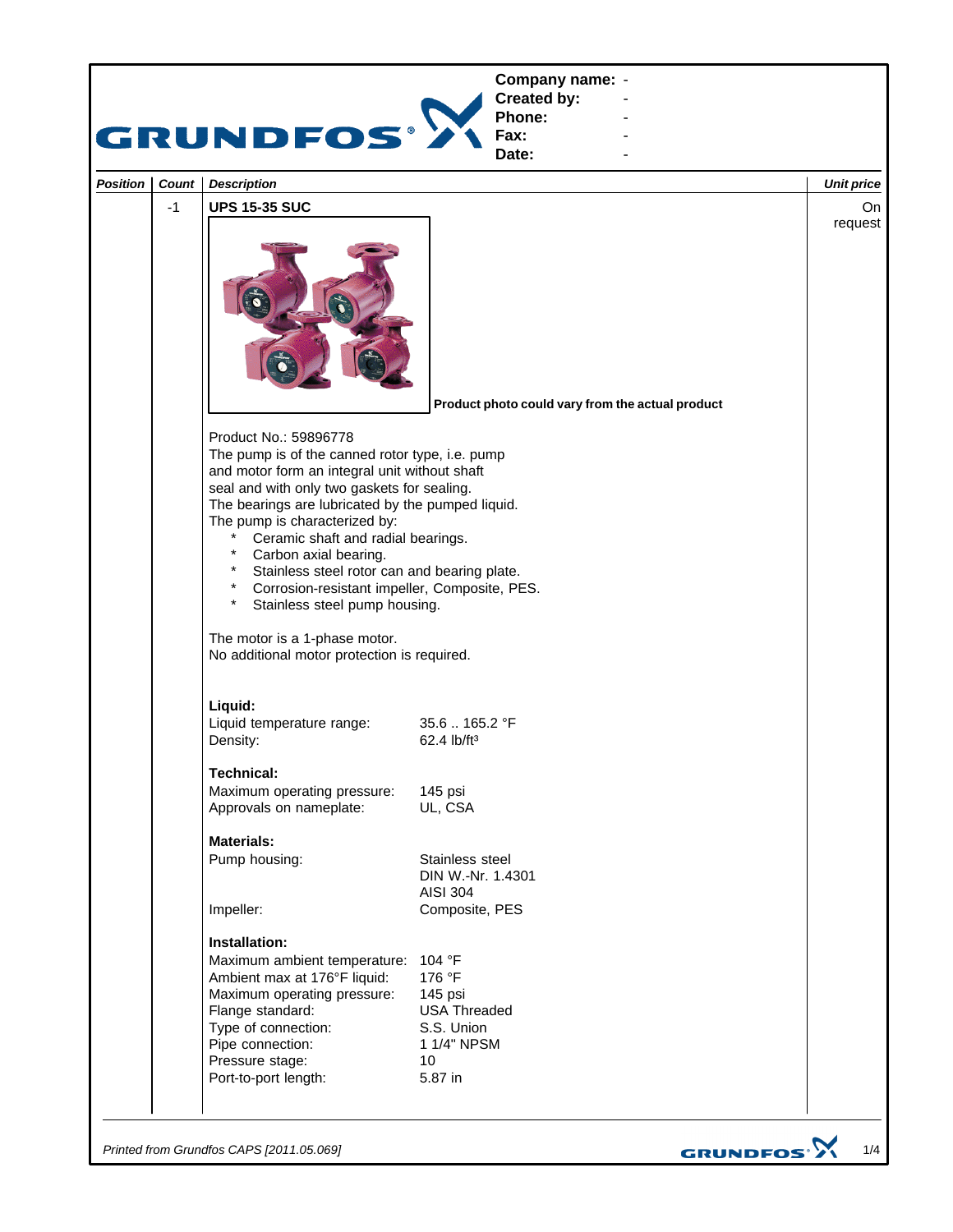**Company name:** -
**Created by:** -
**Phone:** -
**Fax:** -
**Date:** -

| *Position* | *Count* | *Description* | *Unit price* |
|---|---|---|---|
| | -1 | **UPS 15-35 SUC** | On request |

**Product photo could vary from the actual product**

Product No.: 59896778

The pump is of the canned rotor type, i.e. pump and motor form an integral unit without shaft seal and with only two gaskets for sealing.

The bearings are lubricated by the pumped liquid.

The pump is characterized by:

- Ceramic shaft and radial bearings.
- Carbon axial bearing.
- Stainless steel rotor can and bearing plate.
- Corrosion-resistant impeller, Composite, PES.
- Stainless steel pump housing.

The motor is a 1-phase motor.
No additional motor protection is required.

**Liquid:**

| | |
|---|---|
| Liquid temperature range: | 35.6 .. 165.2 °F |
| Density: | 62.4 lb/ft³ |

**Technical:**

| | |
|---|---|
| Maximum operating pressure: | 145 psi |
| Approvals on nameplate: | UL, CSA |

**Materials:**

| | |
|---|---|
| Pump housing: | Stainless steel<br>DIN W.-Nr. 1.4301<br>AISI 304 |
| Impeller: | Composite, PES |

**Installation:**

| | |
|---|---|
| Maximum ambient temperature: | 104 °F |
| Ambient max at 176°F liquid: | 176 °F |
| Maximum operating pressure: | 145 psi |
| Flange standard: | USA Threaded |
| Type of connection: | S.S. Union |
| Pipe connection: | 1 1/4" NPSM |
| Pressure stage: | 10 |
| Port-to-port length: | 5.87 in |

*Printed from Grundfos CAPS [2011.05.069]*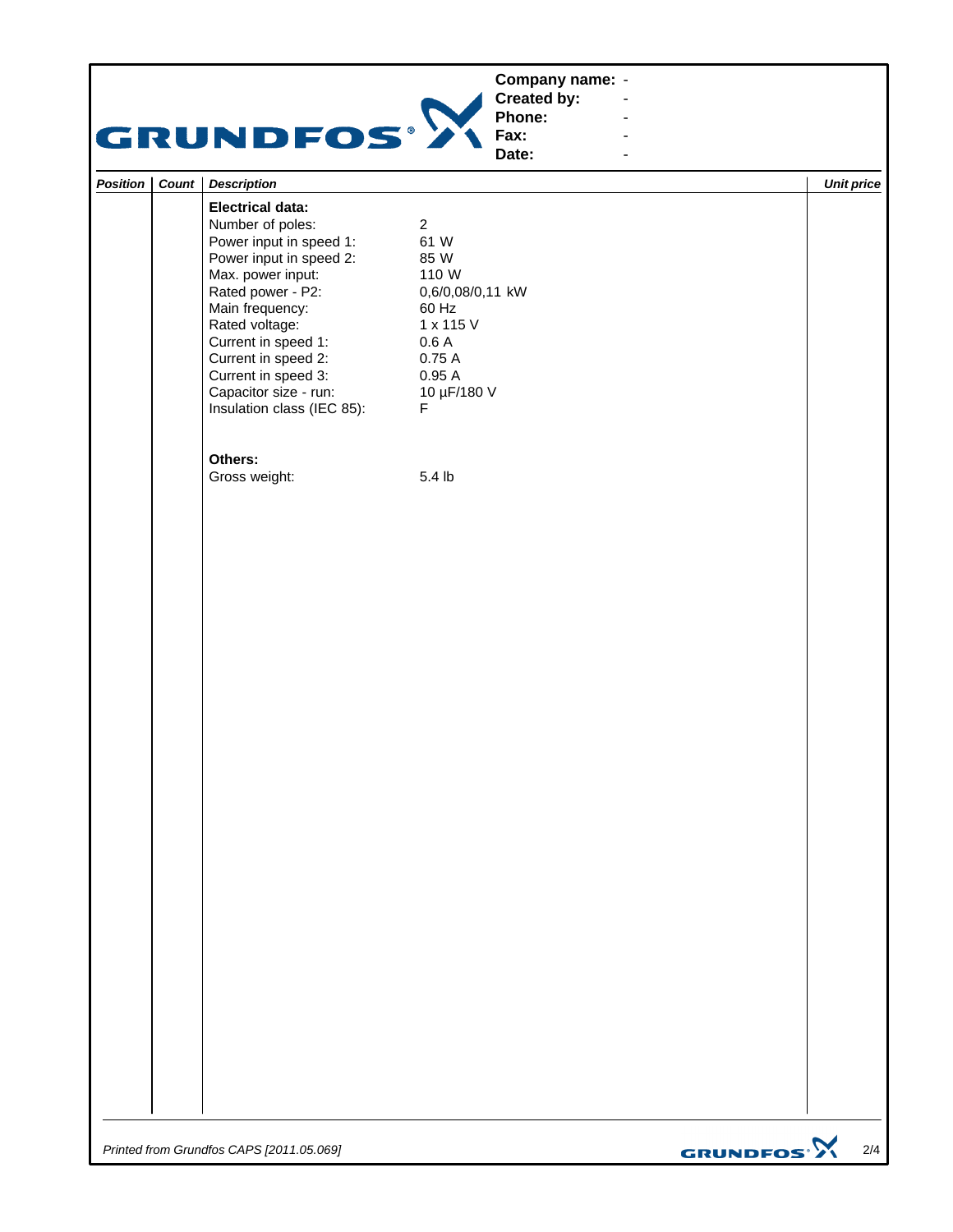| Company name: | - |
|---|---|
| Created by: | - |
| Phone: | - |
| Fax: | - |
| Date: | - |

| *Position* | *Count* | *Description* | *Unit price* |
|---|---|---|---|
| | | | |

**Electrical data:**

| | |
|---|---|
| Number of poles: | 2 |
| Power input in speed 1: | 61 W |
| Power input in speed 2: | 85 W |
| Max. power input: | 110 W |
| Rated power - P2: | 0,6/0,08/0,11 kW |
| Main frequency: | 60 Hz |
| Rated voltage: | 1 x 115 V |
| Current in speed 1: | 0.6 A |
| Current in speed 2: | 0.75 A |
| Current in speed 3: | 0.95 A |
| Capacitor size - run: | 10 µF/180 V |
| Insulation class (IEC 85): | F |

**Others:**

| | |
|---|---|
| Gross weight: | 5.4 lb |

*Printed from Grundfos CAPS [2011.05.069]*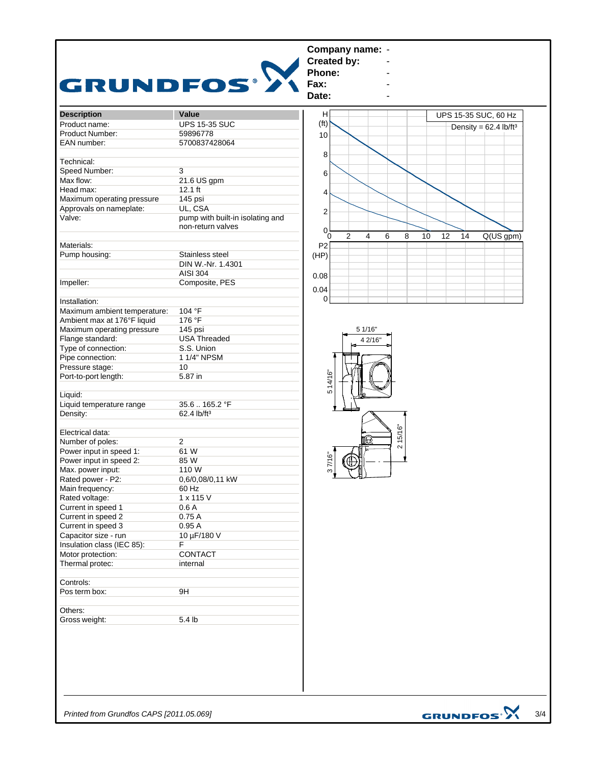**Company name:** -
**Created by:** -
**Phone:** -
**Fax:** -
**Date:** -

| Description | Value |
|---|---|
| Product name: | UPS 15-35 SUC |
| Product Number: | 59896778 |
| EAN number: | 5700837428064 |
| | |
| Technical: | |
| Speed Number: | 3 |
| Max flow: | 21.6 US gpm |
| Head max: | 12.1 ft |
| Maximum operating pressure | 145 psi |
| Approvals on nameplate: | UL, CSA |
| Valve: | pump with built-in isolating and non-return valves |
| | |
| Materials: | |
| Pump housing: | Stainless steel |
| | DIN W.-Nr. 1.4301 |
| | AISI 304 |
| Impeller: | Composite, PES |
| | |
| Installation: | |
| Maximum ambient temperature: | 104 °F |
| Ambient max at 176°F liquid | 176 °F |
| Maximum operating pressure | 145 psi |
| Flange standard: | USA Threaded |
| Type of connection: | S.S. Union |
| Pipe connection: | 1 1/4" NPSM |
| Pressure stage: | 10 |
| Port-to-port length: | 5.87 in |
| | |
| Liquid: | |
| Liquid temperature range | 35.6 .. 165.2 °F |
| Density: | 62.4 lb/ft³ |
| | |
| Electrical data: | |
| Number of poles: | 2 |
| Power input in speed 1: | 61 W |
| Power input in speed 2: | 85 W |
| Max. power input: | 110 W |
| Rated power - P2: | 0,6/0,08/0,11 kW |
| Main frequency: | 60 Hz |
| Rated voltage: | 1 x 115 V |
| Current in speed 1 | 0.6 A |
| Current in speed 2 | 0.75 A |
| Current in speed 3 | 0.95 A |
| Capacitor size - run | 10 µF/180 V |
| Insulation class (IEC 85): | F |
| Motor protection: | CONTACT |
| Thermal protec: | internal |
| | |
| Controls: | |
| Pos term box: | 9H |
| | |
| Others: | |
| Gross weight: | 5.4 lb |

UPS 15-35 SUC, 60 Hz
Density = 62.4 lb/ft³

H (ft): 0, 2, 4, 6, 8, 10
Q(US gpm): 0, 2, 4, 6, 8, 10, 12, 14
P2 (HP): 0, 0.04, 0.08

Dimensions: 5 1/16", 4 2/16", 5 14/16", 2 15/16", 3 7/16"

*Printed from Grundfos CAPS [2011.05.069]*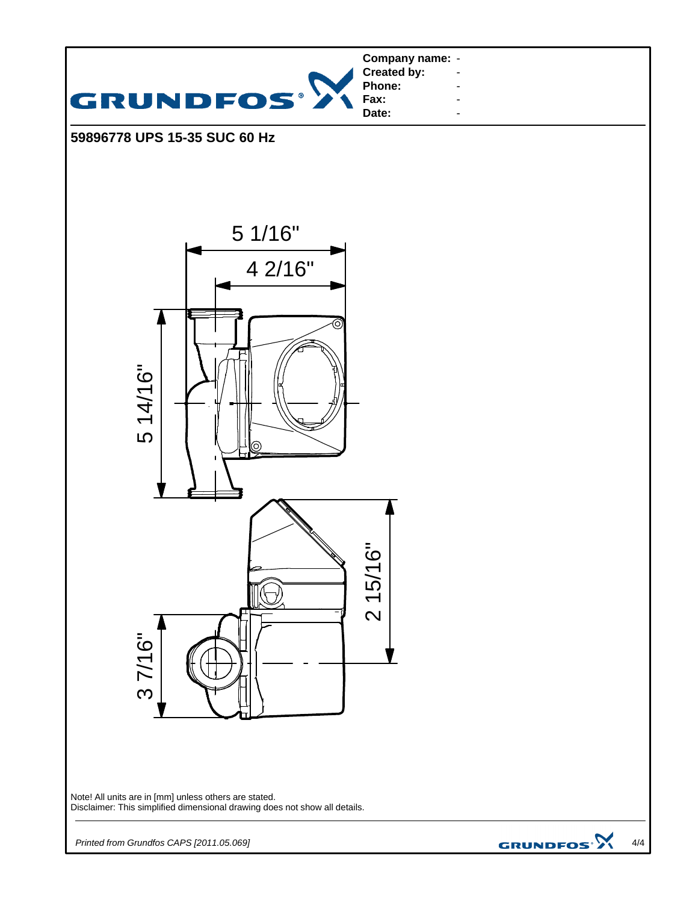**Company name:** -
**Created by:** -
**Phone:** -
**Fax:** -
**Date:** -

## 59896778 UPS 15-35 SUC 60 Hz

5 1/16"

4 2/16"

5 14/16"

2 15/16"

3 7/16"

Note! All units are in [mm] unless others are stated.
Disclaimer: This simplified dimensional drawing does not show all details.

*Printed from Grundfos CAPS [2011.05.069]*